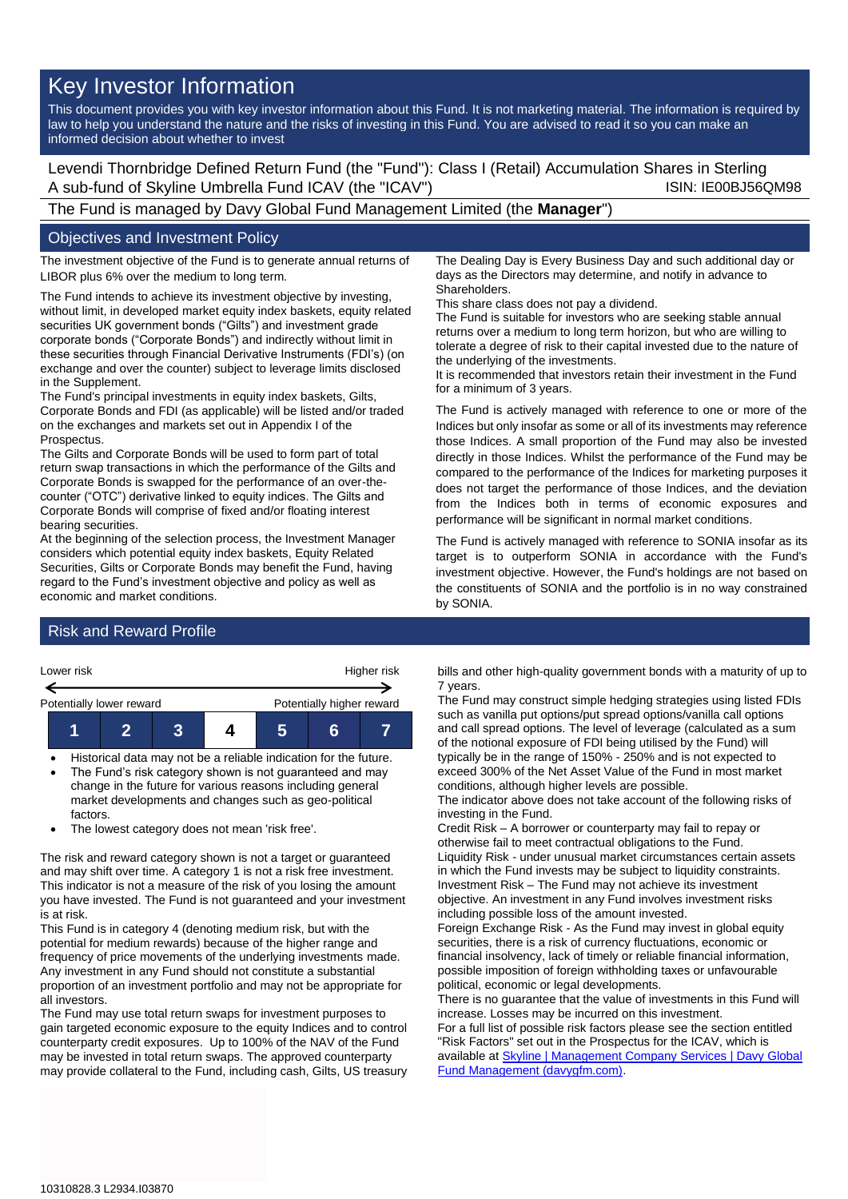# Key Investor Information

This document provides you with key investor information about this Fund. It is not marketing material. The information is required by law to help you understand the nature and the risks of investing in this Fund. You are advised to read it so you can make an informed decision about whether to invest

Levendi Thornbridge Defined Return Fund (the "Fund"): Class I (Retail) Accumulation Shares in Sterling
A sub-fund of Skyline Umbrella Fund ICAV (the "ICAV") ISIN: IE00BJ56QM98

The Fund is managed by Davy Global Fund Management Limited (the **Manager**")

## Objectives and Investment Policy

The investment objective of the Fund is to generate annual returns of LIBOR plus 6% over the medium to long term.

The Fund intends to achieve its investment objective by investing, without limit, in developed market equity index baskets, equity related securities UK government bonds ("Gilts") and investment grade corporate bonds ("Corporate Bonds") and indirectly without limit in these securities through Financial Derivative Instruments (FDI's) (on exchange and over the counter) subject to leverage limits disclosed in the Supplement.

The Fund's principal investments in equity index baskets, Gilts, Corporate Bonds and FDI (as applicable) will be listed and/or traded on the exchanges and markets set out in Appendix I of the Prospectus.

The Gilts and Corporate Bonds will be used to form part of total return swap transactions in which the performance of the Gilts and Corporate Bonds is swapped for the performance of an over-the-counter ("OTC") derivative linked to equity indices. The Gilts and Corporate Bonds will comprise of fixed and/or floating interest bearing securities.

At the beginning of the selection process, the Investment Manager considers which potential equity index baskets, Equity Related Securities, Gilts or Corporate Bonds may benefit the Fund, having regard to the Fund's investment objective and policy as well as economic and market conditions.

The Dealing Day is Every Business Day and such additional day or days as the Directors may determine, and notify in advance to Shareholders.

This share class does not pay a dividend.

The Fund is suitable for investors who are seeking stable annual returns over a medium to long term horizon, but who are willing to tolerate a degree of risk to their capital invested due to the nature of the underlying of the investments.

It is recommended that investors retain their investment in the Fund for a minimum of 3 years.

The Fund is actively managed with reference to one or more of the Indices but only insofar as some or all of its investments may reference those Indices. A small proportion of the Fund may also be invested directly in those Indices. Whilst the performance of the Fund may be compared to the performance of the Indices for marketing purposes it does not target the performance of those Indices, and the deviation from the Indices both in terms of economic exposures and performance will be significant in normal market conditions.

The Fund is actively managed with reference to SONIA insofar as its target is to outperform SONIA in accordance with the Fund's investment objective. However, the Fund's holdings are not based on the constituents of SONIA and the portfolio is in no way constrained by SONIA.

## Risk and Reward Profile

Lower risk — Higher risk

Potentially lower reward — Potentially higher reward

| 1 | 2 | 3 | **4** | 5 | 6 | 7 |
|---|---|---|---|---|---|---|

- Historical data may not be a reliable indication for the future.
- The Fund's risk category shown is not guaranteed and may change in the future for various reasons including general market developments and changes such as geo-political factors.
- The lowest category does not mean 'risk free'.

The risk and reward category shown is not a target or guaranteed and may shift over time. A category 1 is not a risk free investment. This indicator is not a measure of the risk of you losing the amount you have invested. The Fund is not guaranteed and your investment is at risk.

This Fund is in category 4 (denoting medium risk, but with the potential for medium rewards) because of the higher range and frequency of price movements of the underlying investments made. Any investment in any Fund should not constitute a substantial proportion of an investment portfolio and may not be appropriate for all investors.

The Fund may use total return swaps for investment purposes to gain targeted economic exposure to the equity Indices and to control counterparty credit exposures. Up to 100% of the NAV of the Fund may be invested in total return swaps. The approved counterparty may provide collateral to the Fund, including cash, Gilts, US treasury bills and other high-quality government bonds with a maturity of up to 7 years.

The Fund may construct simple hedging strategies using listed FDIs such as vanilla put options/put spread options/vanilla call options and call spread options. The level of leverage (calculated as a sum of the notional exposure of FDI being utilised by the Fund) will typically be in the range of 150% - 250% and is not expected to exceed 300% of the Net Asset Value of the Fund in most market conditions, although higher levels are possible.

The indicator above does not take account of the following risks of investing in the Fund.

Credit Risk – A borrower or counterparty may fail to repay or otherwise fail to meet contractual obligations to the Fund.

Liquidity Risk - under unusual market circumstances certain assets in which the Fund invests may be subject to liquidity constraints.

Investment Risk – The Fund may not achieve its investment objective. An investment in any Fund involves investment risks including possible loss of the amount invested.

Foreign Exchange Risk - As the Fund may invest in global equity securities, there is a risk of currency fluctuations, economic or financial insolvency, lack of timely or reliable financial information, possible imposition of foreign withholding taxes or unfavourable political, economic or legal developments.

There is no guarantee that the value of investments in this Fund will increase. Losses may be incurred on this investment.

For a full list of possible risk factors please see the section entitled "Risk Factors" set out in the Prospectus for the ICAV, which is available at [Skyline | Management Company Services | Davy Global Fund Management (davygfm.com)](davygfm.com).

10310828.3 L2934.I03870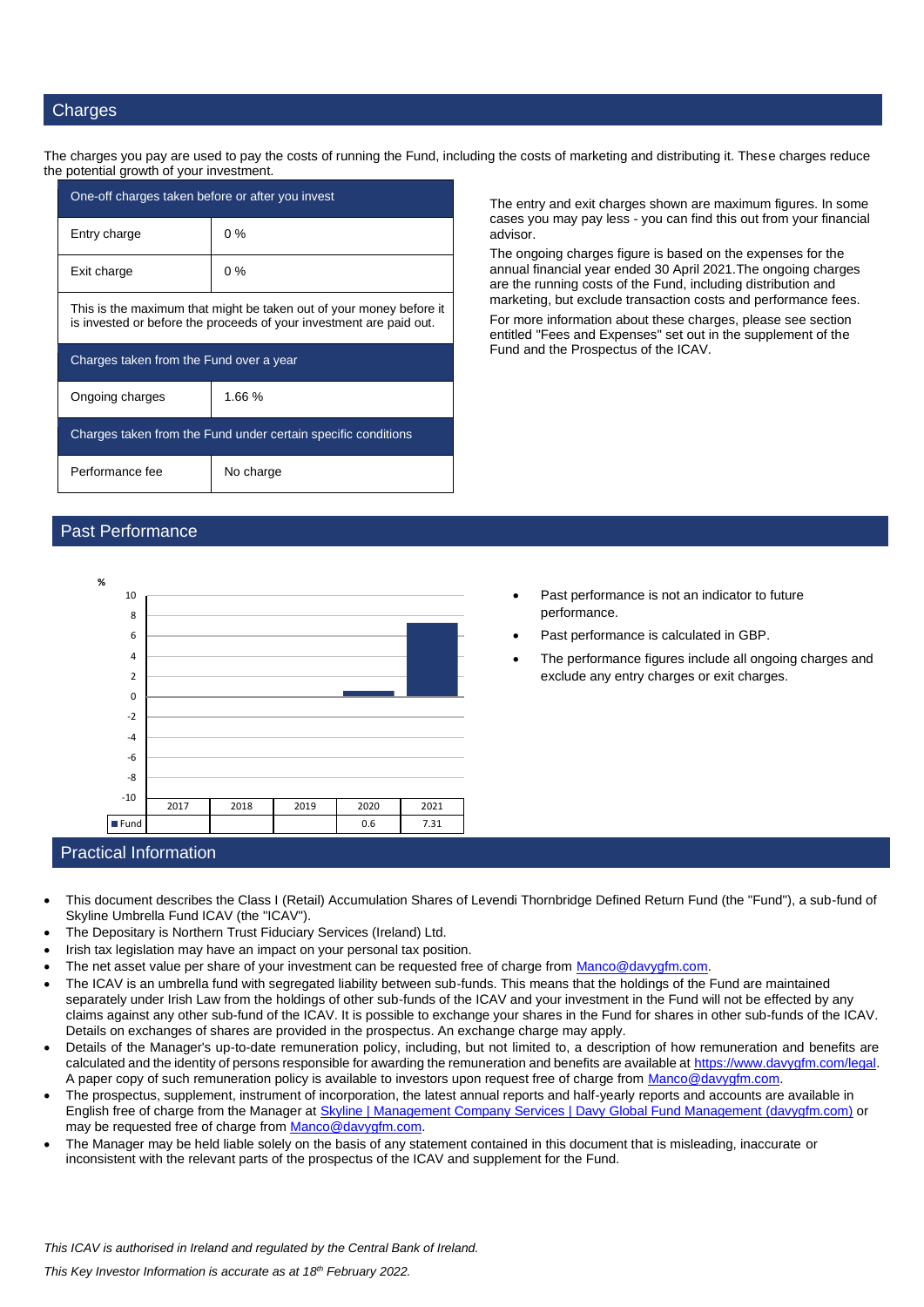## Charges

The charges you pay are used to pay the costs of running the Fund, including the costs of marketing and distributing it. These charges reduce the potential growth of your investment.

| One-off charges taken before or after you invest | |
|---|---|
| Entry charge | 0 % |
| Exit charge | 0 % |
| This is the maximum that might be taken out of your money before it is invested or before the proceeds of your investment are paid out. | |
| **Charges taken from the Fund over a year** | |
| Ongoing charges | 1.66 % |
| **Charges taken from the Fund under certain specific conditions** | |
| Performance fee | No charge |

The entry and exit charges shown are maximum figures. In some cases you may pay less - you can find this out from your financial advisor.

The ongoing charges figure is based on the expenses for the annual financial year ended 30 April 2021.The ongoing charges are the running costs of the Fund, including distribution and marketing, but exclude transaction costs and performance fees.

For more information about these charges, please see section entitled "Fees and Expenses" set out in the supplement of the Fund and the Prospectus of the ICAV.

## Past Performance

%

10
8
6
4
2
0
-2
-4
-6
-8
-10

2017 2018 2019 2020 2021

Fund 0.6 7.31

- Past performance is not an indicator to future performance.
- Past performance is calculated in GBP.
- The performance figures include all ongoing charges and exclude any entry charges or exit charges.

## Practical Information

- This document describes the Class I (Retail) Accumulation Shares of Levendi Thornbridge Defined Return Fund (the "Fund"), a sub-fund of Skyline Umbrella Fund ICAV (the "ICAV").
- The Depositary is Northern Trust Fiduciary Services (Ireland) Ltd.
- Irish tax legislation may have an impact on your personal tax position.
- The net asset value per share of your investment can be requested free of charge from Manco@davygfm.com.
- The ICAV is an umbrella fund with segregated liability between sub-funds. This means that the holdings of the Fund are maintained separately under Irish Law from the holdings of other sub-funds of the ICAV and your investment in the Fund will not be effected by any claims against any other sub-fund of the ICAV. It is possible to exchange your shares in the Fund for shares in other sub-funds of the ICAV. Details on exchanges of shares are provided in the prospectus. An exchange charge may apply.
- Details of the Manager's up-to-date remuneration policy, including, but not limited to, a description of how remuneration and benefits are calculated and the identity of persons responsible for awarding the remuneration and benefits are available at https://www.davygfm.com/legal. A paper copy of such remuneration policy is available to investors upon request free of charge from Manco@davygfm.com.
- The prospectus, supplement, instrument of incorporation, the latest annual reports and half-yearly reports and accounts are available in English free of charge from the Manager at Skyline | Management Company Services | Davy Global Fund Management (davygfm.com) or may be requested free of charge from Manco@davygfm.com.
- The Manager may be held liable solely on the basis of any statement contained in this document that is misleading, inaccurate or inconsistent with the relevant parts of the prospectus of the ICAV and supplement for the Fund.

*This ICAV is authorised in Ireland and regulated by the Central Bank of Ireland.*

*This Key Investor Information is accurate as at 18th February 2022.*